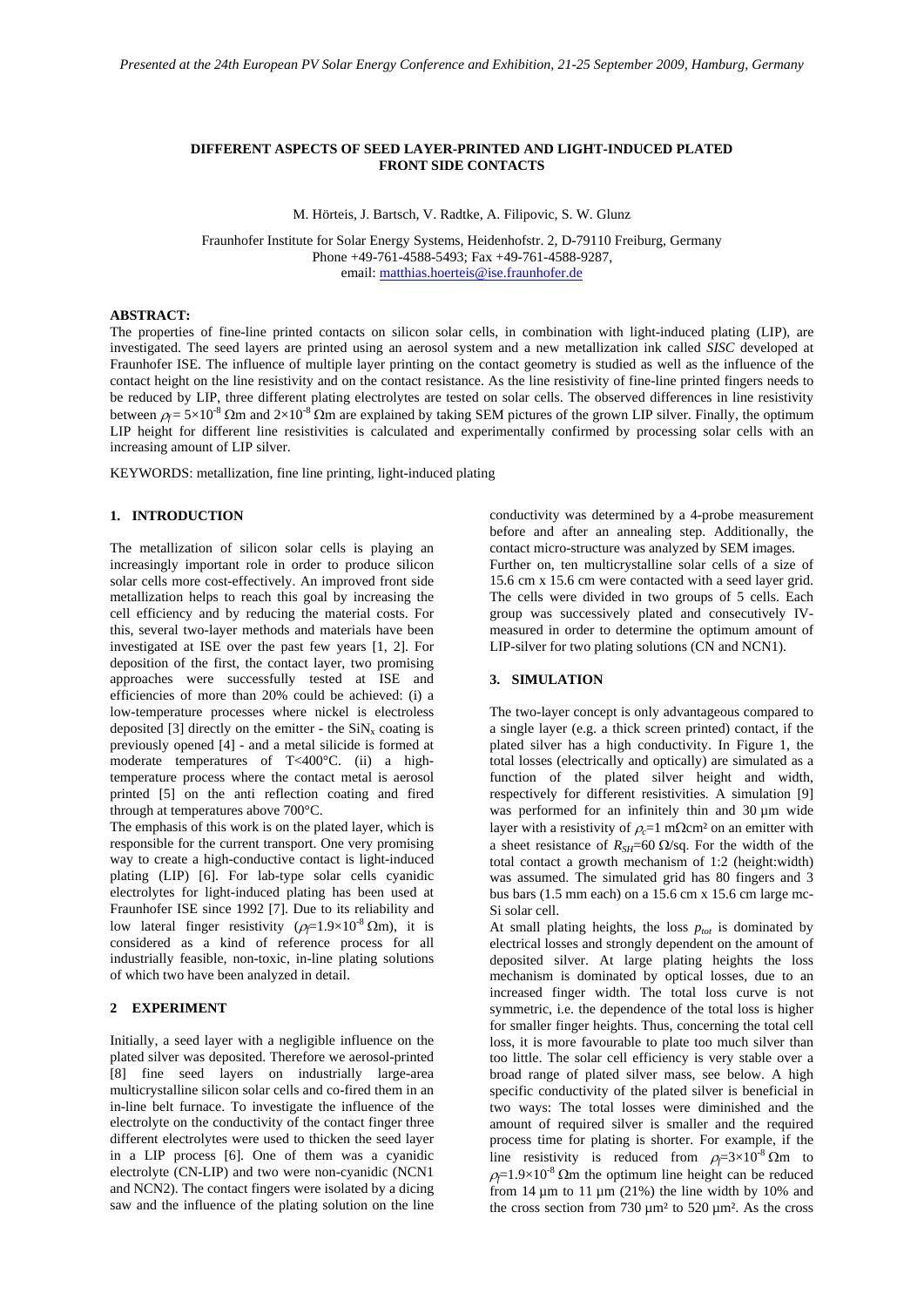# DIFFERENT ASPECTS OF SEED LAYER-PRINTED AND LIGHT-INDUCED PLATED FRONT SIDE CONTACTS

M. Hörteis, J. Bartsch, V. Radtke, A. Filipovic, S. W. Glunz

Fraunhofer Institute for Solar Energy Systems, Heidenhofstr. 2, D-79110 Freiburg, Germany
Phone +49-761-4588-5493; Fax +49-761-4588-9287,
email: matthias.hoerteis@ise.fraunhofer.de

**ABSTRACT:**

The properties of fine-line printed contacts on silicon solar cells, in combination with light-induced plating (LIP), are investigated. The seed layers are printed using an aerosol system and a new metallization ink called *SISC* developed at Fraunhofer ISE. The influence of multiple layer printing on the contact geometry is studied as well as the influence of the contact height on the line resistivity and on the contact resistance. As the line resistivity of fine-line printed fingers needs to be reduced by LIP, three different plating electrolytes are tested on solar cells. The observed differences in line resistivity between $\rho_f = 5\times10^{-8}$ Ωm and $2\times10^{-8}$ Ωm are explained by taking SEM pictures of the grown LIP silver. Finally, the optimum LIP height for different line resistivities is calculated and experimentally confirmed by processing solar cells with an increasing amount of LIP silver.

KEYWORDS: metallization, fine line printing, light-induced plating

## 1. INTRODUCTION

The metallization of silicon solar cells is playing an increasingly important role in order to produce silicon solar cells more cost-effectively. An improved front side metallization helps to reach this goal by increasing the cell efficiency and by reducing the material costs. For this, several two-layer methods and materials have been investigated at ISE over the past few years [1, 2]. For deposition of the first, the contact layer, two promising approaches were successfully tested at ISE and efficiencies of more than 20% could be achieved: (i) a low-temperature processes where nickel is electroless deposited [3] directly on the emitter - the $SiN_x$ coating is previously opened [4] - and a metal silicide is formed at moderate temperatures of T<400°C. (ii) a high-temperature process where the contact metal is aerosol printed [5] on the anti reflection coating and fired through at temperatures above 700°C.

The emphasis of this work is on the plated layer, which is responsible for the current transport. One very promising way to create a high-conductive contact is light-induced plating (LIP) [6]. For lab-type solar cells cyanidic electrolytes for light-induced plating has been used at Fraunhofer ISE since 1992 [7]. Due to its reliability and low lateral finger resistivity ($\rho_f$=1.9×10$^{-8}$ Ωm), it is considered as a kind of reference process for all industrially feasible, non-toxic, in-line plating solutions of which two have been analyzed in detail.

## 2 EXPERIMENT

Initially, a seed layer with a negligible influence on the plated silver was deposited. Therefore we aerosol-printed [8] fine seed layers on industrially large-area multicrystalline silicon solar cells and co-fired them in an in-line belt furnace. To investigate the influence of the electrolyte on the conductivity of the contact finger three different electrolytes were used to thicken the seed layer in a LIP process [6]. One of them was a cyanidic electrolyte (CN-LIP) and two were non-cyanidic (NCN1 and NCN2). The contact fingers were isolated by a dicing saw and the influence of the plating solution on the line conductivity was determined by a 4-probe measurement before and after an annealing step. Additionally, the contact micro-structure was analyzed by SEM images.

Further on, ten multicrystalline solar cells of a size of 15.6 cm x 15.6 cm were contacted with a seed layer grid. The cells were divided in two groups of 5 cells. Each group was successively plated and consecutively IV-measured in order to determine the optimum amount of LIP-silver for two plating solutions (CN and NCN1).

## 3. SIMULATION

The two-layer concept is only advantageous compared to a single layer (e.g. a thick screen printed) contact, if the plated silver has a high conductivity. In Figure 1, the total losses (electrically and optically) are simulated as a function of the plated silver height and width, respectively for different resistivities. A simulation [9] was performed for an infinitely thin and 30 µm wide layer with a resistivity of $\rho_c$=1 mΩcm² on an emitter with a sheet resistance of $R_{SH}$=60 Ω/sq. For the width of the total contact a growth mechanism of 1:2 (height:width) was assumed. The simulated grid has 80 fingers and 3 bus bars (1.5 mm each) on a 15.6 cm x 15.6 cm large mc-Si solar cell.

At small plating heights, the loss $p_{tot}$ is dominated by electrical losses and strongly dependent on the amount of deposited silver. At large plating heights the loss mechanism is dominated by optical losses, due to an increased finger width. The total loss curve is not symmetric, i.e. the dependence of the total loss is higher for smaller finger heights. Thus, concerning the total cell loss, it is more favourable to plate too much silver than too little. The solar cell efficiency is very stable over a broad range of plated silver mass, see below. A high specific conductivity of the plated silver is beneficial in two ways: The total losses were diminished and the amount of required silver is smaller and the required process time for plating is shorter. For example, if the line resistivity is reduced from $\rho_f$=3×10$^{-8}$ Ωm to $\rho_f$=1.9×10$^{-8}$ Ωm the optimum line height can be reduced from 14 µm to 11 µm (21%) the line width by 10% and the cross section from 730 µm² to 520 µm². As the cross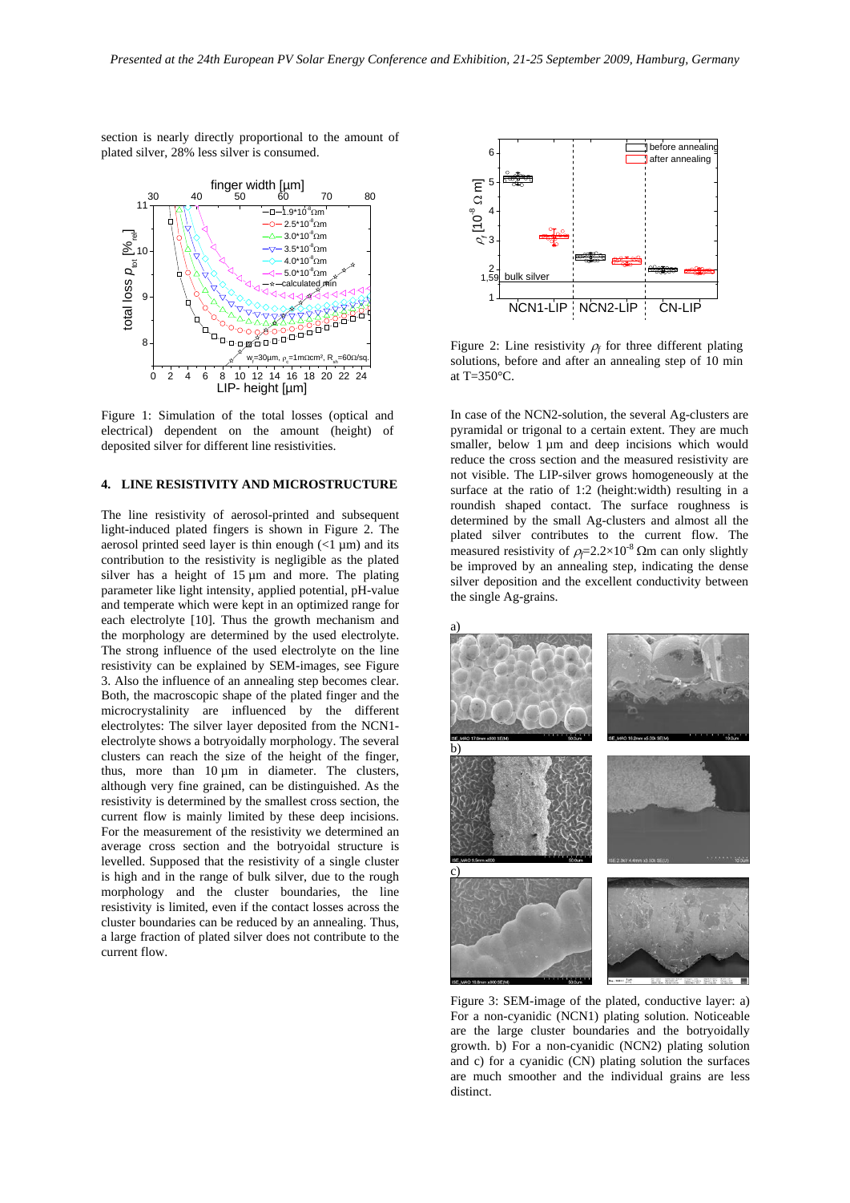section is nearly directly proportional to the amount of plated silver, 28% less silver is consumed.

Figure 1: Simulation of the total losses (optical and electrical) dependent on the amount (height) of deposited silver for different line resistivities.

## 4. LINE RESISTIVITY AND MICROSTRUCTURE

The line resistivity of aerosol-printed and subsequent light-induced plated fingers is shown in Figure 2. The aerosol printed seed layer is thin enough (<1 µm) and its contribution to the resistivity is negligible as the plated silver has a height of 15 µm and more. The plating parameter like light intensity, applied potential, pH-value and temperate which were kept in an optimized range for each electrolyte [10]. Thus the growth mechanism and the morphology are determined by the used electrolyte. The strong influence of the used electrolyte on the line resistivity can be explained by SEM-images, see Figure 3. Also the influence of an annealing step becomes clear. Both, the macroscopic shape of the plated finger and the microcrystalinity are influenced by the different electrolytes: The silver layer deposited from the NCN1-electrolyte shows a botryoidally morphology. The several clusters can reach the size of the height of the finger, thus, more than 10 µm in diameter. The clusters, although very fine grained, can be distinguished. As the resistivity is determined by the smallest cross section, the current flow is mainly limited by these deep incisions. For the measurement of the resistivity we determined an average cross section and the botryoidal structure is levelled. Supposed that the resistivity of a single cluster is high and in the range of bulk silver, due to the rough morphology and the cluster boundaries, the line resistivity is limited, even if the contact losses across the cluster boundaries can be reduced by an annealing. Thus, a large fraction of plated silver does not contribute to the current flow.

Figure 2: Line resistivity $\rho_f$ for three different plating solutions, before and after an annealing step of 10 min at T=350°C.

In case of the NCN2-solution, the several Ag-clusters are pyramidal or trigonal to a certain extent. They are much smaller, below 1 µm and deep incisions which would reduce the cross section and the measured resistivity are not visible. The LIP-silver grows homogeneously at the surface at the ratio of 1:2 (height:width) resulting in a roundish shaped contact. The surface roughness is determined by the small Ag-clusters and almost all the plated silver contributes to the current flow. The measured resistivity of $\rho_f$=2.2×10$^{-8}$ Ωm can only slightly be improved by an annealing step, indicating the dense silver deposition and the excellent conductivity between the single Ag-grains.

Figure 3: SEM-image of the plated, conductive layer: a) For a non-cyanidic (NCN1) plating solution. Noticeable are the large cluster boundaries and the botryoidally growth. b) For a non-cyanidic (NCN2) plating solution and c) for a cyanidic (CN) plating solution the surfaces are much smoother and the individual grains are less distinct.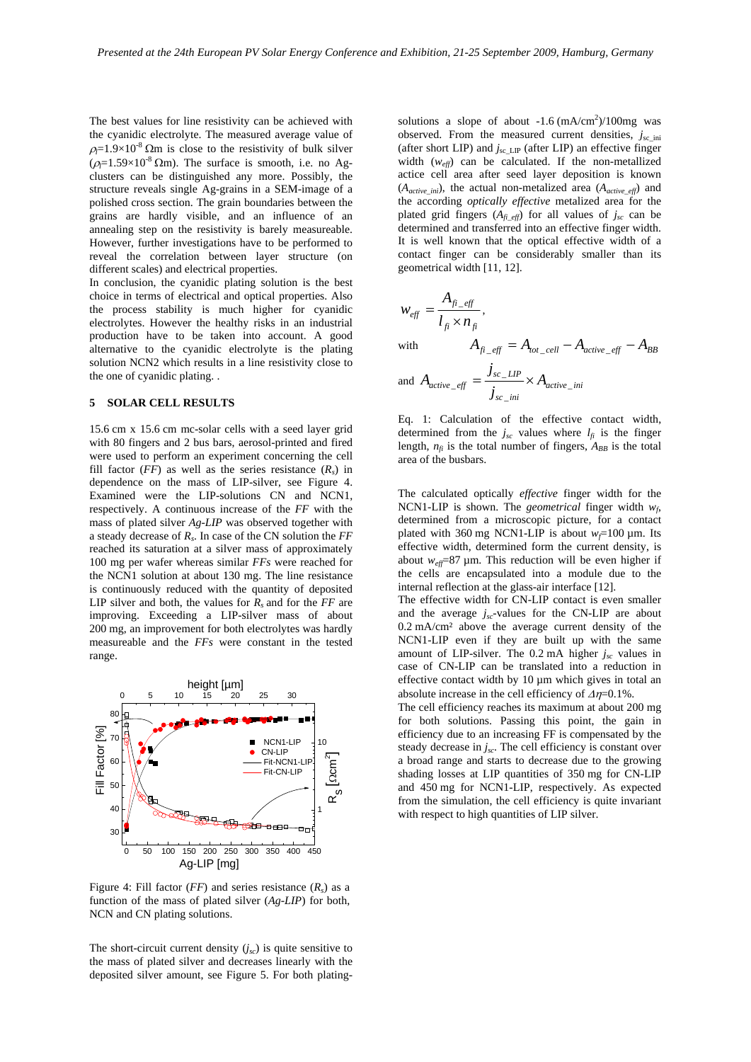The best values for line resistivity can be achieved with the cyanidic electrolyte. The measured average value of $\rho_l$=1.9×10$^{-8}$ Ωm is close to the resistivity of bulk silver ($\rho_l$=1.59×10$^{-8}$ Ωm). The surface is smooth, i.e. no Ag-clusters can be distinguished any more. Possibly, the structure reveals single Ag-grains in a SEM-image of a polished cross section. The grain boundaries between the grains are hardly visible, and an influence of an annealing step on the resistivity is barely measureable. However, further investigations have to be performed to reveal the correlation between layer structure (on different scales) and electrical properties.

In conclusion, the cyanidic plating solution is the best choice in terms of electrical and optical properties. Also the process stability is much higher for cyanidic electrolytes. However the healthy risks in an industrial production have to be taken into account. A good alternative to the cyanidic electrolyte is the plating solution NCN2 which results in a line resistivity close to the one of cyanidic plating. .

## 5 SOLAR CELL RESULTS

15.6 cm x 15.6 cm mc-solar cells with a seed layer grid with 80 fingers and 2 bus bars, aerosol-printed and fired were used to perform an experiment concerning the cell fill factor (*FF*) as well as the series resistance ($R_s$) in dependence on the mass of LIP-silver, see Figure 4. Examined were the LIP-solutions CN and NCN1, respectively. A continuous increase of the *FF* with the mass of plated silver *Ag-LIP* was observed together with a steady decrease of $R_s$. In case of the CN solution the *FF* reached its saturation at a silver mass of approximately 100 mg per wafer whereas similar *FFs* were reached for the NCN1 solution at about 130 mg. The line resistance is continuously reduced with the quantity of deposited LIP silver and both, the values for $R_s$ and for the *FF* are improving. Exceeding a LIP-silver mass of about 200 mg, an improvement for both electrolytes was hardly measureable and the *FFs* were constant in the tested range.

Figure 4: Fill factor (*FF*) and series resistance ($R_s$) as a function of the mass of plated silver (*Ag-LIP*) for both, NCN and CN plating solutions.

The short-circuit current density ($j_{sc}$) is quite sensitive to the mass of plated silver and decreases linearly with the deposited silver amount, see Figure 5. For both plating-solutions a slope of about -1.6 (mA/cm$^2$)/100mg was observed. From the measured current densities, $j_{sc\_ini}$ (after short LIP) and $j_{sc\_LIP}$ (after LIP) an effective finger width ($w_{eff}$) can be calculated. If the non-metallized actice cell area after seed layer deposition is known ($A_{active\_ini}$), the actual non-metalized area ($A_{active\_eff}$) and the according *optically effective* metalized area for the plated grid fingers ($A_{fi\_eff}$) for all values of $j_{sc}$ can be determined and transferred into an effective finger width. It is well known that the optical effective width of a contact finger can be considerably smaller than its geometrical width [11, 12].

$$w_{eff} = \frac{A_{fi\_eff}}{l_{fi} \times n_{fi}},$$

$$\text{with} \qquad A_{fi\_eff} = A_{tot\_cell} - A_{active\_eff} - A_{BB}$$

$$\text{and} \quad A_{active\_eff} = \frac{j_{sc\_LIP}}{j_{sc\_ini}} \times A_{active\_ini}$$

Eq. 1: Calculation of the effective contact width, determined from the $j_{sc}$ values where $l_{fi}$ is the finger length, $n_{fi}$ is the total number of fingers, $A_{BB}$ is the total area of the busbars.

The calculated optically *effective* finger width for the NCN1-LIP is shown. The *geometrical* finger width $w_f$, determined from a microscopic picture, for a contact plated with 360 mg NCN1-LIP is about $w_f$=100 µm. Its effective width, determined form the current density, is about $w_{eff}$=87 µm. This reduction will be even higher if the cells are encapsulated into a module due to the internal reflection at the glass-air interface [12].

The effective width for CN-LIP contact is even smaller and the average $j_{sc}$-values for the CN-LIP are about 0.2 mA/cm² above the average current density of the NCN1-LIP even if they are built up with the same amount of LIP-silver. The 0.2 mA higher $j_{sc}$ values in case of CN-LIP can be translated into a reduction in effective contact width by 10 µm which gives in total an absolute increase in the cell efficiency of $\Delta\eta$=0.1%.

The cell efficiency reaches its maximum at about 200 mg for both solutions. Passing this point, the gain in efficiency due to an increasing FF is compensated by the steady decrease in $j_{sc}$. The cell efficiency is constant over a broad range and starts to decrease due to the growing shading losses at LIP quantities of 350 mg for CN-LIP and 450 mg for NCN1-LIP, respectively. As expected from the simulation, the cell efficiency is quite invariant with respect to high quantities of LIP silver.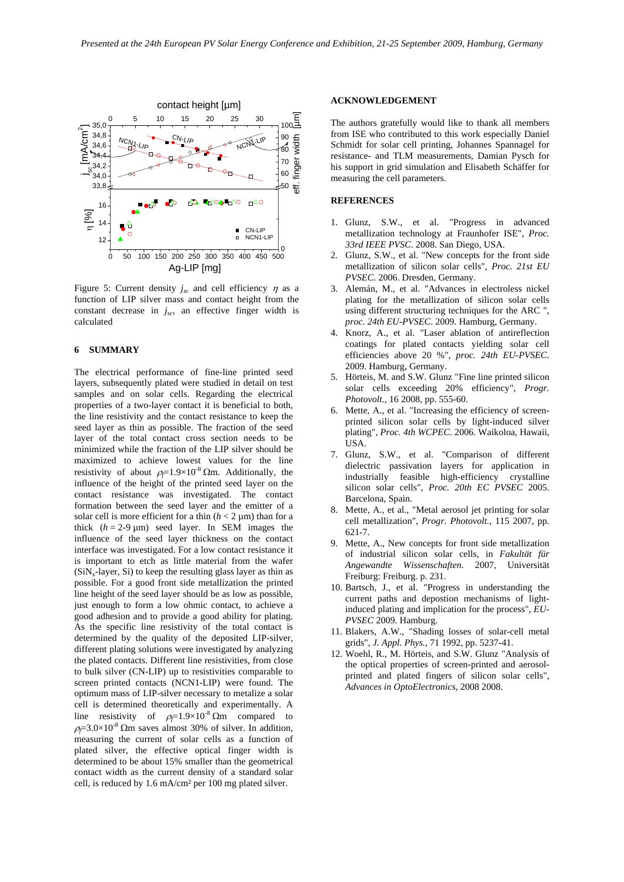contact height [µm]

0 5 10 15 20 25 30

$j_{sc}$ [mA/cm$^2$]

35,0 34,8 34,6 34,4 34,2 34,0 33,8

eff. finger width [µm]

100 90 80 70 60 50

NCN1-LIP

CN-LIP

NCN1-LIP

η [%]

16 14 12

CN-LIP

NCN1-LIP

0 50 100 150 200 250 300 350 400 450 500

0

Ag-LIP [mg]

Figure 5: Current density $j_{sc}$ and cell efficiency $\eta$ as a function of LIP silver mass and contact height from the constant decrease in $j_{sc}$, an effective finger width is calculated

## 6 SUMMARY

The electrical performance of fine-line printed seed layers, subsequently plated were studied in detail on test samples and on solar cells. Regarding the electrical properties of a two-layer contact it is beneficial to both, the line resistivity and the contact resistance to keep the seed layer as thin as possible. The fraction of the seed layer of the total contact cross section needs to be minimized while the fraction of the LIP silver should be maximized to achieve lowest values for the line resistivity of about $\rho_f$=1.9×10$^{-8}$ Ωm. Additionally, the influence of the height of the printed seed layer on the contact resistance was investigated. The contact formation between the seed layer and the emitter of a solar cell is more efficient for a thin ($h$ < 2 µm) than for a thick ($h$ = 2-9 µm) seed layer. In SEM images the influence of the seed layer thickness on the contact interface was investigated. For a low contact resistance it is important to etch as little material from the wafer ($SiN_x$-layer, Si) to keep the resulting glass layer as thin as possible. For a good front side metallization the printed line height of the seed layer should be as low as possible, just enough to form a low ohmic contact, to achieve a good adhesion and to provide a good ability for plating. As the specific line resistivity of the total contact is determined by the quality of the deposited LIP-silver, different plating solutions were investigated by analyzing the plated contacts. Different line resistivities, from close to bulk silver (CN-LIP) up to resistivities comparable to screen printed contacts (NCN1-LIP) were found. The optimum mass of LIP-silver necessary to metalize a solar cell is determined theoretically and experimentally. A line resistivity of $\rho_f$=1.9×10$^{-8}$ Ωm compared to $\rho_f$=3.0×10$^{-8}$ Ωm saves almost 30% of silver. In addition, measuring the current of solar cells as a function of plated silver, the effective optical finger width is determined to be about 15% smaller than the geometrical contact width as the current density of a standard solar cell, is reduced by 1.6 mA/cm² per 100 mg plated silver.

## ACKNOWLEDGEMENT

The authors gratefully would like to thank all members from ISE who contributed to this work especially Daniel Schmidt for solar cell printing, Johannes Spannagel for resistance- and TLM measurements, Damian Pysch for his support in grid simulation and Elisabeth Schäffer for measuring the cell parameters.

## REFERENCES

1. Glunz, S.W., et al. "Progress in advanced metallization technology at Fraunhofer ISE", *Proc. 33rd IEEE PVSC*. 2008. San Diego, USA.
2. Glunz, S.W., et al. "New concepts for the front side metallization of silicon solar cells", *Proc. 21st EU PVSEC*. 2006. Dresden, Germany.
3. Alemán, M., et al. "Advances in electroless nickel plating for the metallization of silicon solar cells using different structuring techniques for the ARC ", *proc. 24th EU-PVSEC*. 2009. Hamburg, Germany.
4. Knorz, A., et al. "Laser ablation of antireflection coatings for plated contacts yielding solar cell efficiencies above 20 %", *proc. 24th EU-PVSEC*. 2009. Hamburg, Germany.
5. Hörteis, M. and S.W. Glunz "Fine line printed silicon solar cells exceeding 20% efficiency", *Progr. Photovolt.*, 16 2008, pp. 555-60.
6. Mette, A., et al. "Increasing the efficiency of screen-printed silicon solar cells by light-induced silver plating", *Proc. 4th WCPEC*. 2006. Waikoloa, Hawaii, USA.
7. Glunz, S.W., et al. "Comparison of different dielectric passivation layers for application in industrially feasible high-efficiency crystalline silicon solar cells", *Proc. 20th EC PVSEC* 2005. Barcelona, Spain.
8. Mette, A., et al., "Metal aerosol jet printing for solar cell metallization", *Progr. Photovolt.*, 115 2007, pp. 621-7.
9. Mette, A., New concepts for front side metallization of industrial silicon solar cells, in *Fakultät für Angewandte Wissenschaften*. 2007, Universität Freiburg: Freiburg. p. 231.
10. Bartsch, J., et al. "Progress in understanding the current paths and depostion mechanisms of light-induced plating and implication for the process", *EU-PVSEC* 2009. Hamburg.
11. Blakers, A.W., "Shading losses of solar-cell metal grids", *J. Appl. Phys.*, 71 1992, pp. 5237-41.
12. Woehl, R., M. Hörteis, and S.W. Glunz "Analysis of the optical properties of screen-printed and aerosol-printed and plated fingers of silicon solar cells", *Advances in OptoElectronics*, 2008 2008.